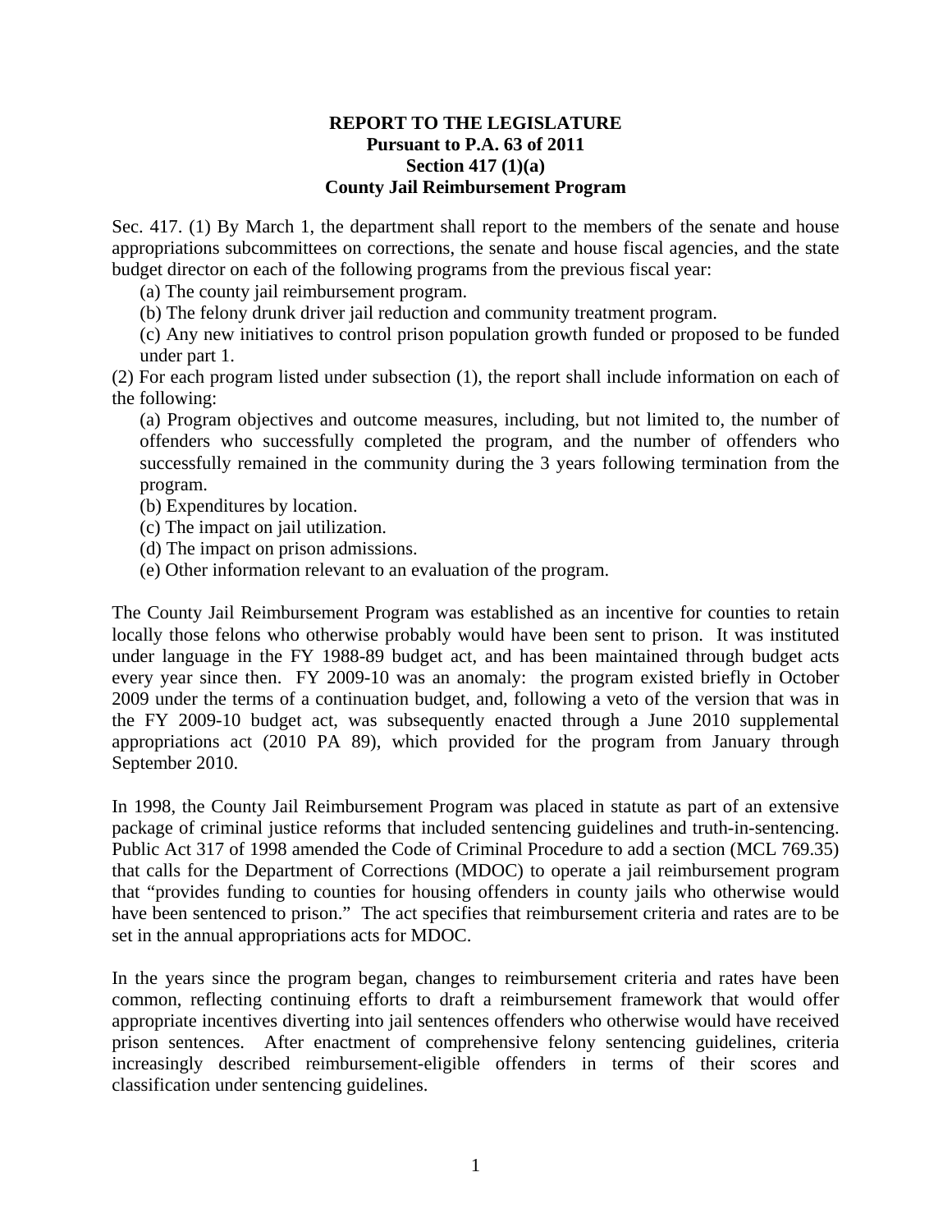# REPORT TO THE LEGISLATURE
## Pursuant to P.A. 63 of 2011
## Section 417 (1)(a)
## County Jail Reimbursement Program

Sec. 417. (1) By March 1, the department shall report to the members of the senate and house appropriations subcommittees on corrections, the senate and house fiscal agencies, and the state budget director on each of the following programs from the previous fiscal year:

(a) The county jail reimbursement program.

(b) The felony drunk driver jail reduction and community treatment program.

(c) Any new initiatives to control prison population growth funded or proposed to be funded under part 1.

(2) For each program listed under subsection (1), the report shall include information on each of the following:

(a) Program objectives and outcome measures, including, but not limited to, the number of offenders who successfully completed the program, and the number of offenders who successfully remained in the community during the 3 years following termination from the program.

(b) Expenditures by location.

(c) The impact on jail utilization.

(d) The impact on prison admissions.

(e) Other information relevant to an evaluation of the program.

The County Jail Reimbursement Program was established as an incentive for counties to retain locally those felons who otherwise probably would have been sent to prison. It was instituted under language in the FY 1988-89 budget act, and has been maintained through budget acts every year since then. FY 2009-10 was an anomaly: the program existed briefly in October 2009 under the terms of a continuation budget, and, following a veto of the version that was in the FY 2009-10 budget act, was subsequently enacted through a June 2010 supplemental appropriations act (2010 PA 89), which provided for the program from January through September 2010.

In 1998, the County Jail Reimbursement Program was placed in statute as part of an extensive package of criminal justice reforms that included sentencing guidelines and truth-in-sentencing. Public Act 317 of 1998 amended the Code of Criminal Procedure to add a section (MCL 769.35) that calls for the Department of Corrections (MDOC) to operate a jail reimbursement program that "provides funding to counties for housing offenders in county jails who otherwise would have been sentenced to prison." The act specifies that reimbursement criteria and rates are to be set in the annual appropriations acts for MDOC.

In the years since the program began, changes to reimbursement criteria and rates have been common, reflecting continuing efforts to draft a reimbursement framework that would offer appropriate incentives diverting into jail sentences offenders who otherwise would have received prison sentences. After enactment of comprehensive felony sentencing guidelines, criteria increasingly described reimbursement-eligible offenders in terms of their scores and classification under sentencing guidelines.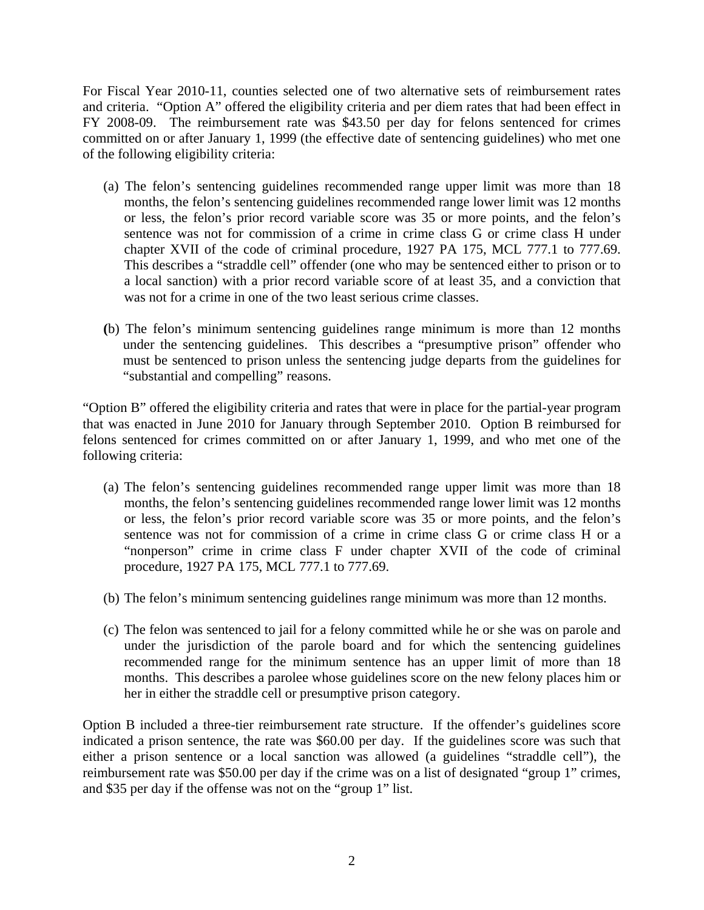For Fiscal Year 2010-11, counties selected one of two alternative sets of reimbursement rates and criteria. "Option A" offered the eligibility criteria and per diem rates that had been effect in FY 2008-09. The reimbursement rate was $43.50 per day for felons sentenced for crimes committed on or after January 1, 1999 (the effective date of sentencing guidelines) who met one of the following eligibility criteria:

(a) The felon's sentencing guidelines recommended range upper limit was more than 18 months, the felon's sentencing guidelines recommended range lower limit was 12 months or less, the felon's prior record variable score was 35 or more points, and the felon's sentence was not for commission of a crime in crime class G or crime class H under chapter XVII of the code of criminal procedure, 1927 PA 175, MCL 777.1 to 777.69. This describes a "straddle cell" offender (one who may be sentenced either to prison or to a local sanction) with a prior record variable score of at least 35, and a conviction that was not for a crime in one of the two least serious crime classes.

(b) The felon's minimum sentencing guidelines range minimum is more than 12 months under the sentencing guidelines. This describes a "presumptive prison" offender who must be sentenced to prison unless the sentencing judge departs from the guidelines for "substantial and compelling" reasons.

"Option B" offered the eligibility criteria and rates that were in place for the partial-year program that was enacted in June 2010 for January through September 2010. Option B reimbursed for felons sentenced for crimes committed on or after January 1, 1999, and who met one of the following criteria:

(a) The felon's sentencing guidelines recommended range upper limit was more than 18 months, the felon's sentencing guidelines recommended range lower limit was 12 months or less, the felon's prior record variable score was 35 or more points, and the felon's sentence was not for commission of a crime in crime class G or crime class H or a "nonperson" crime in crime class F under chapter XVII of the code of criminal procedure, 1927 PA 175, MCL 777.1 to 777.69.

(b) The felon's minimum sentencing guidelines range minimum was more than 12 months.

(c) The felon was sentenced to jail for a felony committed while he or she was on parole and under the jurisdiction of the parole board and for which the sentencing guidelines recommended range for the minimum sentence has an upper limit of more than 18 months. This describes a parolee whose guidelines score on the new felony places him or her in either the straddle cell or presumptive prison category.

Option B included a three-tier reimbursement rate structure. If the offender's guidelines score indicated a prison sentence, the rate was $60.00 per day. If the guidelines score was such that either a prison sentence or a local sanction was allowed (a guidelines "straddle cell"), the reimbursement rate was $50.00 per day if the crime was on a list of designated "group 1" crimes, and $35 per day if the offense was not on the "group 1" list.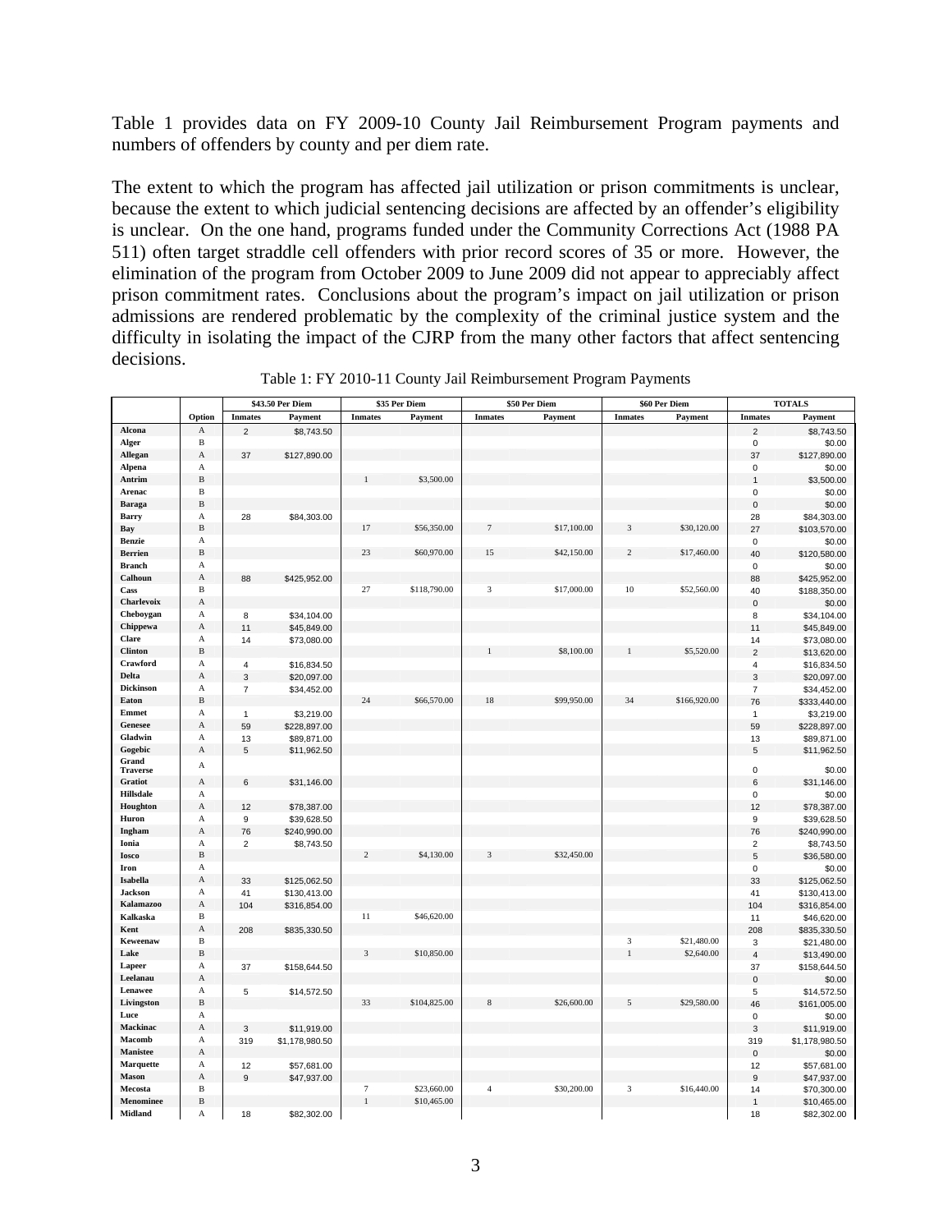Table 1 provides data on FY 2009-10 County Jail Reimbursement Program payments and numbers of offenders by county and per diem rate.

The extent to which the program has affected jail utilization or prison commitments is unclear, because the extent to which judicial sentencing decisions are affected by an offender's eligibility is unclear. On the one hand, programs funded under the Community Corrections Act (1988 PA 511) often target straddle cell offenders with prior record scores of 35 or more. However, the elimination of the program from October 2009 to June 2009 did not appear to appreciably affect prison commitment rates. Conclusions about the program's impact on jail utilization or prison admissions are rendered problematic by the complexity of the criminal justice system and the difficulty in isolating the impact of the CJRP from the many other factors that affect sentencing decisions.

Table 1: FY 2010-11 County Jail Reimbursement Program Payments

| | | $43.50 Per Diem | | $35 Per Diem | | $50 Per Diem | | $60 Per Diem | | TOTALS | |
|---|---|---|---|---|---|---|---|---|---|---|---|
| | Option | Inmates | Payment | Inmates | Payment | Inmates | Payment | Inmates | Payment | Inmates | Payment |
| Alcona | A | 2 | $8,743.50 | | | | | | | 2 | $8,743.50 |
| Alger | B | | | | | | | | | 0 | $0.00 |
| Allegan | A | 37 | $127,890.00 | | | | | | | 37 | $127,890.00 |
| Alpena | A | | | | | | | | | 0 | $0.00 |
| Antrim | B | | | 1 | $3,500.00 | | | | | 1 | $3,500.00 |
| Arenac | B | | | | | | | | | 0 | $0.00 |
| Baraga | B | | | | | | | | | 0 | $0.00 |
| Barry | A | 28 | $84,303.00 | | | | | | | 28 | $84,303.00 |
| Bay | B | | | 17 | $56,350.00 | 7 | $17,100.00 | 3 | $30,120.00 | 27 | $103,570.00 |
| Benzie | A | | | | | | | | | 0 | $0.00 |
| Berrien | B | | | 23 | $60,970.00 | 15 | $42,150.00 | 2 | $17,460.00 | 40 | $120,580.00 |
| Branch | A | | | | | | | | | 0 | $0.00 |
| Calhoun | A | 88 | $425,952.00 | | | | | | | 88 | $425,952.00 |
| Cass | B | | | 27 | $118,790.00 | 3 | $17,000.00 | 10 | $52,560.00 | 40 | $188,350.00 |
| Charlevoix | A | | | | | | | | | 0 | $0.00 |
| Cheboygan | A | 8 | $34,104.00 | | | | | | | 8 | $34,104.00 |
| Chippewa | A | 11 | $45,849.00 | | | | | | | 11 | $45,849.00 |
| Clare | A | 14 | $73,080.00 | | | | | | | 14 | $73,080.00 |
| Clinton | B | | | | | 1 | $8,100.00 | 1 | $5,520.00 | 2 | $13,620.00 |
| Crawford | A | 4 | $16,834.50 | | | | | | | 4 | $16,834.50 |
| Delta | A | 3 | $20,097.00 | | | | | | | 3 | $20,097.00 |
| Dickinson | A | 7 | $34,452.00 | | | | | | | 7 | $34,452.00 |
| Eaton | B | | | 24 | $66,570.00 | 18 | $99,950.00 | 34 | $166,920.00 | 76 | $333,440.00 |
| Emmet | A | 1 | $3,219.00 | | | | | | | 1 | $3,219.00 |
| Genesee | A | 59 | $228,897.00 | | | | | | | 59 | $228,897.00 |
| Gladwin | A | 13 | $89,871.00 | | | | | | | 13 | $89,871.00 |
| Gogebic | A | 5 | $11,962.50 | | | | | | | 5 | $11,962.50 |
| Grand Traverse | A | | | | | | | | | 0 | $0.00 |
| Gratiot | A | 6 | $31,146.00 | | | | | | | 6 | $31,146.00 |
| Hillsdale | A | | | | | | | | | 0 | $0.00 |
| Houghton | A | 12 | $78,387.00 | | | | | | | 12 | $78,387.00 |
| Huron | A | 9 | $39,628.50 | | | | | | | 9 | $39,628.50 |
| Ingham | A | 76 | $240,990.00 | | | | | | | 76 | $240,990.00 |
| Ionia | A | 2 | $8,743.50 | | | | | | | 2 | $8,743.50 |
| Iosco | B | | | 2 | $4,130.00 | 3 | $32,450.00 | | | 5 | $36,580.00 |
| Iron | A | | | | | | | | | 0 | $0.00 |
| Isabella | A | 33 | $125,062.50 | | | | | | | 33 | $125,062.50 |
| Jackson | A | 41 | $130,413.00 | | | | | | | 41 | $130,413.00 |
| Kalamazoo | A | 104 | $316,854.00 | | | | | | | 104 | $316,854.00 |
| Kalkaska | B | | | 11 | $46,620.00 | | | | | 11 | $46,620.00 |
| Kent | A | 208 | $835,330.50 | | | | | | | 208 | $835,330.50 |
| Keweenaw | B | | | | | | | 3 | $21,480.00 | 3 | $21,480.00 |
| Lake | B | | | 3 | $10,850.00 | | | 1 | $2,640.00 | 4 | $13,490.00 |
| Lapeer | A | 37 | $158,644.50 | | | | | | | 37 | $158,644.50 |
| Leelanau | A | | | | | | | | | 0 | $0.00 |
| Lenawee | A | 5 | $14,572.50 | | | | | | | 5 | $14,572.50 |
| Livingston | B | | | 33 | $104,825.00 | 8 | $26,600.00 | 5 | $29,580.00 | 46 | $161,005.00 |
| Luce | A | | | | | | | | | 0 | $0.00 |
| Mackinac | A | 3 | $11,919.00 | | | | | | | 3 | $11,919.00 |
| Macomb | A | 319 | $1,178,980.50 | | | | | | | 319 | $1,178,980.50 |
| Manistee | A | | | | | | | | | 0 | $0.00 |
| Marquette | A | 12 | $57,681.00 | | | | | | | 12 | $57,681.00 |
| Mason | A | 9 | $47,937.00 | | | | | | | 9 | $47,937.00 |
| Mecosta | B | | | 7 | $23,660.00 | 4 | $30,200.00 | 3 | $16,440.00 | 14 | $70,300.00 |
| Menominee | B | | | 1 | $10,465.00 | | | | | 1 | $10,465.00 |
| Midland | A | 18 | $82,302.00 | | | | | | | 18 | $82,302.00 |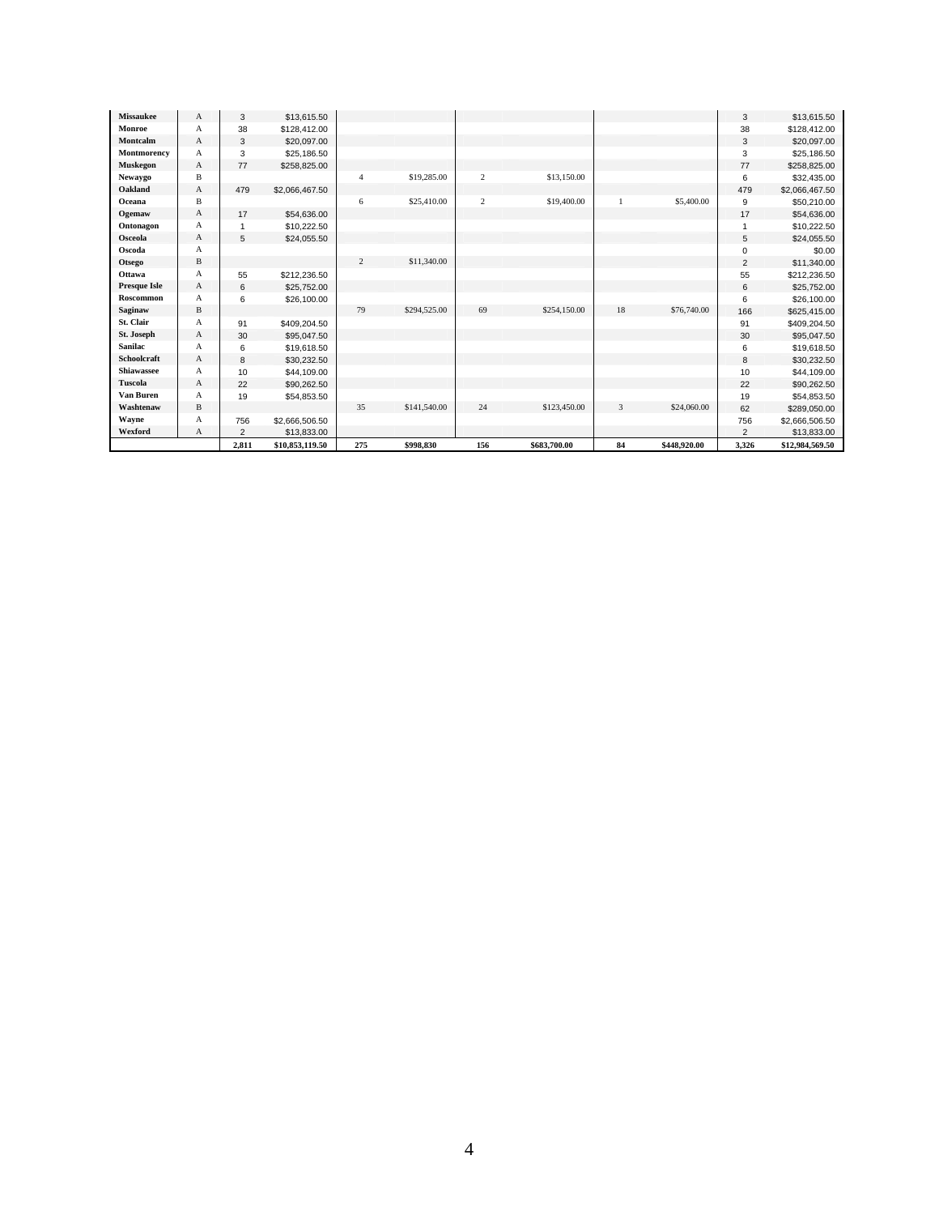| | | | | | | | | | | | |
|---|---|---|---|---|---|---|---|---|---|---|---|
| **Missaukee** | A | 3 | $13,615.50 | | | | | | | 3 | $13,615.50 |
| **Monroe** | A | 38 | $128,412.00 | | | | | | | 38 | $128,412.00 |
| **Montcalm** | A | 3 | $20,097.00 | | | | | | | 3 | $20,097.00 |
| **Montmorency** | A | 3 | $25,186.50 | | | | | | | 3 | $25,186.50 |
| **Muskegon** | A | 77 | $258,825.00 | | | | | | | 77 | $258,825.00 |
| **Newaygo** | B | | | 4 | $19,285.00 | 2 | $13,150.00 | | | 6 | $32,435.00 |
| **Oakland** | A | 479 | $2,066,467.50 | | | | | | | 479 | $2,066,467.50 |
| **Oceana** | B | | | 6 | $25,410.00 | 2 | $19,400.00 | 1 | $5,400.00 | 9 | $50,210.00 |
| **Ogemaw** | A | 17 | $54,636.00 | | | | | | | 17 | $54,636.00 |
| **Ontonagon** | A | 1 | $10,222.50 | | | | | | | 1 | $10,222.50 |
| **Osceola** | A | 5 | $24,055.50 | | | | | | | 5 | $24,055.50 |
| **Oscoda** | A | | | | | | | | | 0 | $0.00 |
| **Otsego** | B | | | 2 | $11,340.00 | | | | | 2 | $11,340.00 |
| **Ottawa** | A | 55 | $212,236.50 | | | | | | | 55 | $212,236.50 |
| **Presque Isle** | A | 6 | $25,752.00 | | | | | | | 6 | $25,752.00 |
| **Roscommon** | A | 6 | $26,100.00 | | | | | | | 6 | $26,100.00 |
| **Saginaw** | B | | | 79 | $294,525.00 | 69 | $254,150.00 | 18 | $76,740.00 | 166 | $625,415.00 |
| **St. Clair** | A | 91 | $409,204.50 | | | | | | | 91 | $409,204.50 |
| **St. Joseph** | A | 30 | $95,047.50 | | | | | | | 30 | $95,047.50 |
| **Sanilac** | A | 6 | $19,618.50 | | | | | | | 6 | $19,618.50 |
| **Schoolcraft** | A | 8 | $30,232.50 | | | | | | | 8 | $30,232.50 |
| **Shiawassee** | A | 10 | $44,109.00 | | | | | | | 10 | $44,109.00 |
| **Tuscola** | A | 22 | $90,262.50 | | | | | | | 22 | $90,262.50 |
| **Van Buren** | A | 19 | $54,853.50 | | | | | | | 19 | $54,853.50 |
| **Washtenaw** | B | | | 35 | $141,540.00 | 24 | $123,450.00 | 3 | $24,060.00 | 62 | $289,050.00 |
| **Wayne** | A | 756 | $2,666,506.50 | | | | | | | 756 | $2,666,506.50 |
| **Wexford** | A | 2 | $13,833.00 | | | | | | | 2 | $13,833.00 |
| | | **2,811** | **$10,853,119.50** | **275** | **$998,830** | **156** | **$683,700.00** | **84** | **$448,920.00** | **3,326** | **$12,984,569.50** |